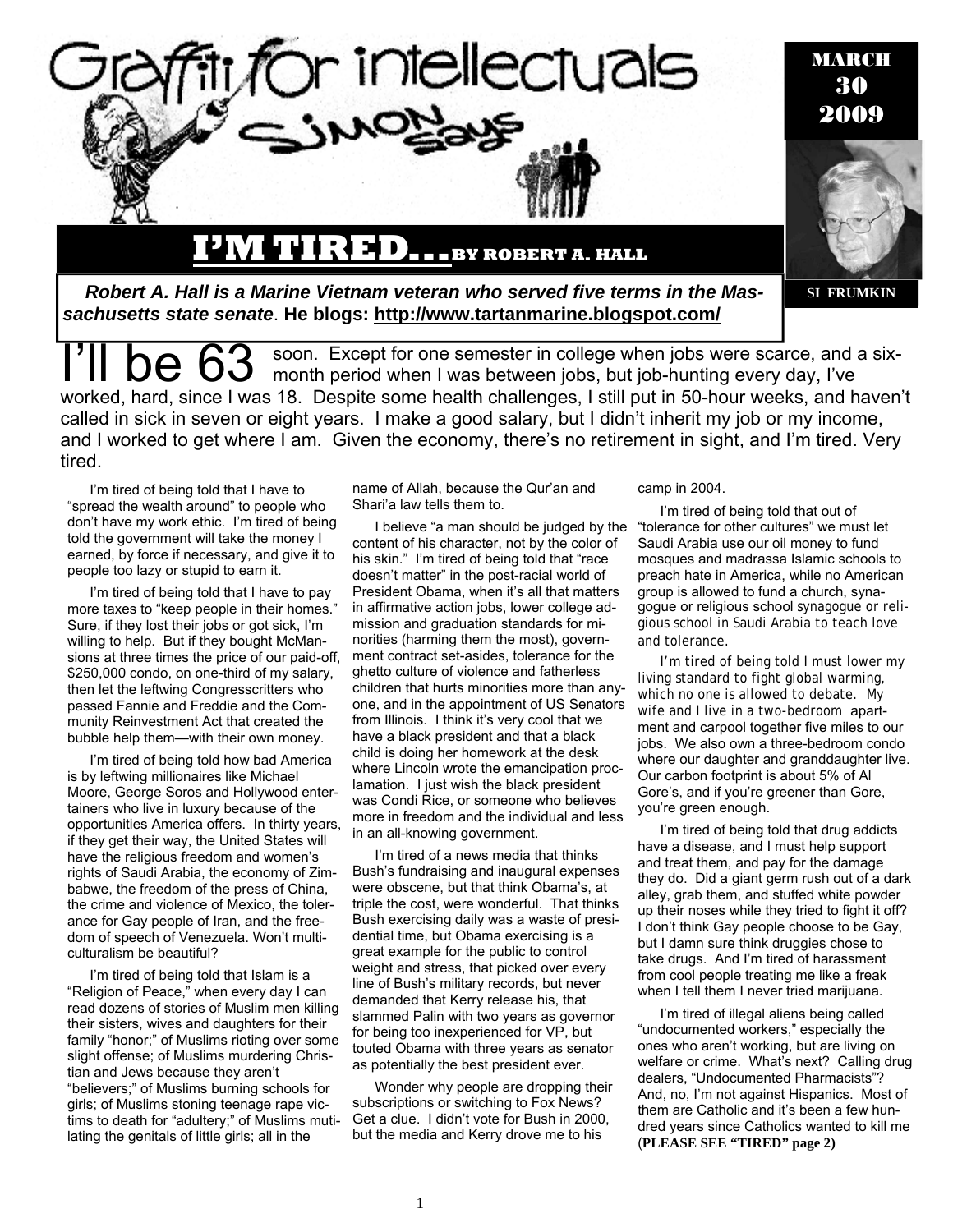# Graffiti for intellectuals

## SIMON SAYS

**MARCH 30 2009**

**SI FRUMKIN**

# I'M TIRED... BY ROBERT A. HALL

***Robert A. Hall is a Marine Vietnam veteran who served five terms in the Massachusetts state senate*. He blogs: http://www.tartanmarine.blogspot.com/**

I'll be 63 soon. Except for one semester in college when jobs were scarce, and a six-month period when I was between jobs, but job-hunting every day, I've worked, hard, since I was 18. Despite some health challenges, I still put in 50-hour weeks, and haven't called in sick in seven or eight years. I make a good salary, but I didn't inherit my job or my income, and I worked to get where I am. Given the economy, there's no retirement in sight, and I'm tired. Very tired.

I'm tired of being told that I have to "spread the wealth around" to people who don't have my work ethic. I'm tired of being told the government will take the money I earned, by force if necessary, and give it to people too lazy or stupid to earn it.

I'm tired of being told that I have to pay more taxes to "keep people in their homes." Sure, if they lost their jobs or got sick, I'm willing to help. But if they bought McMansions at three times the price of our paid-off, $250,000 condo, on one-third of my salary, then let the leftwing Congresscritters who passed Fannie and Freddie and the Community Reinvestment Act that created the bubble help them—with their own money.

I'm tired of being told how bad America is by leftwing millionaires like Michael Moore, George Soros and Hollywood entertainers who live in luxury because of the opportunities America offers. In thirty years, if they get their way, the United States will have the religious freedom and women's rights of Saudi Arabia, the economy of Zimbabwe, the freedom of the press of China, the crime and violence of Mexico, the tolerance for Gay people of Iran, and the freedom of speech of Venezuela. Won't multiculturalism be beautiful?

I'm tired of being told that Islam is a "Religion of Peace," when every day I can read dozens of stories of Muslim men killing their sisters, wives and daughters for their family "honor;" of Muslims rioting over some slight offense; of Muslims murdering Christian and Jews because they aren't "believers;" of Muslims burning schools for girls; of Muslims stoning teenage rape victims to death for "adultery;" of Muslims mutilating the genitals of little girls; all in the name of Allah, because the Qur'an and Shari'a law tells them to.

I believe "a man should be judged by the content of his character, not by the color of his skin." I'm tired of being told that "race doesn't matter" in the post-racial world of President Obama, when it's all that matters in affirmative action jobs, lower college admission and graduation standards for minorities (harming them the most), government contract set-asides, tolerance for the ghetto culture of violence and fatherless children that hurts minorities more than anyone, and in the appointment of US Senators from Illinois. I think it's very cool that we have a black president and that a black child is doing her homework at the desk where Lincoln wrote the emancipation proclamation. I just wish the black president was Condi Rice, or someone who believes more in freedom and the individual and less in an all-knowing government.

I'm tired of a news media that thinks Bush's fundraising and inaugural expenses were obscene, but that think Obama's, at triple the cost, were wonderful. That thinks Bush exercising daily was a waste of presidential time, but Obama exercising is a great example for the public to control weight and stress, that picked over every line of Bush's military records, but never demanded that Kerry release his, that slammed Palin with two years as governor for being too inexperienced for VP, but touted Obama with three years as senator as potentially the best president ever.

Wonder why people are dropping their subscriptions or switching to Fox News? Get a clue. I didn't vote for Bush in 2000, but the media and Kerry drove me to his camp in 2004.

I'm tired of being told that out of "tolerance for other cultures" we must let Saudi Arabia use our oil money to fund mosques and madrassa Islamic schools to preach hate in America, while no American group is allowed to fund a church, synagogue or religious school synagogue or religious school in Saudi Arabia to teach love and tolerance.

I'm tired of being told I must lower my living standard to fight global warming, which no one is allowed to debate. My wife and I live in a two-bedroom apartment and carpool together five miles to our jobs. We also own a three-bedroom condo where our daughter and granddaughter live. Our carbon footprint is about 5% of Al Gore's, and if you're greener than Gore, you're green enough.

I'm tired of being told that drug addicts have a disease, and I must help support and treat them, and pay for the damage they do. Did a giant germ rush out of a dark alley, grab them, and stuffed white powder up their noses while they tried to fight it off? I don't think Gay people choose to be Gay, but I damn sure think druggies chose to take drugs. And I'm tired of harassment from cool people treating me like a freak when I tell them I never tried marijuana.

I'm tired of illegal aliens being called "undocumented workers," especially the ones who aren't working, but are living on welfare or crime. What's next? Calling drug dealers, "Undocumented Pharmacists"? And, no, I'm not against Hispanics. Most of them are Catholic and it's been a few hundred years since Catholics wanted to kill me (**PLEASE SEE "TIRED" page 2)**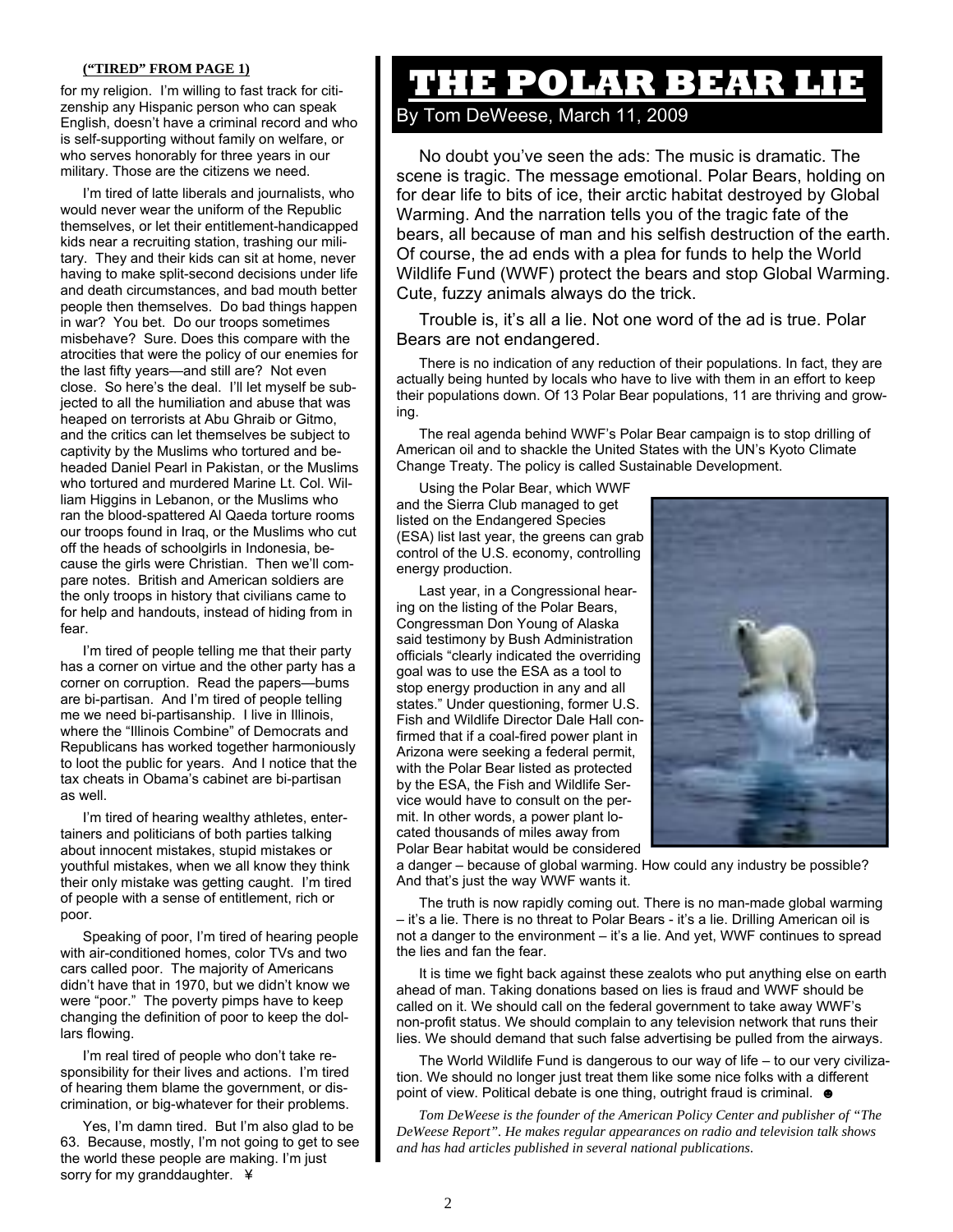**("TIRED" FROM PAGE 1)**

for my religion. I'm willing to fast track for citizenship any Hispanic person who can speak English, doesn't have a criminal record and who is self-supporting without family on welfare, or who serves honorably for three years in our military. Those are the citizens we need.

I'm tired of latte liberals and journalists, who would never wear the uniform of the Republic themselves, or let their entitlement-handicapped kids near a recruiting station, trashing our military. They and their kids can sit at home, never having to make split-second decisions under life and death circumstances, and bad mouth better people then themselves. Do bad things happen in war? You bet. Do our troops sometimes misbehave? Sure. Does this compare with the atrocities that were the policy of our enemies for the last fifty years—and still are? Not even close. So here's the deal. I'll let myself be subjected to all the humiliation and abuse that was heaped on terrorists at Abu Ghraib or Gitmo, and the critics can let themselves be subject to captivity by the Muslims who tortured and beheaded Daniel Pearl in Pakistan, or the Muslims who tortured and murdered Marine Lt. Col. William Higgins in Lebanon, or the Muslims who ran the blood-spattered Al Qaeda torture rooms our troops found in Iraq, or the Muslims who cut off the heads of schoolgirls in Indonesia, because the girls were Christian. Then we'll compare notes. British and American soldiers are the only troops in history that civilians came to for help and handouts, instead of hiding from in fear.

I'm tired of people telling me that their party has a corner on virtue and the other party has a corner on corruption. Read the papers—bums are bi-partisan. And I'm tired of people telling me we need bi-partisanship. I live in Illinois, where the "Illinois Combine" of Democrats and Republicans has worked together harmoniously to loot the public for years. And I notice that the tax cheats in Obama's cabinet are bi-partisan as well.

I'm tired of hearing wealthy athletes, entertainers and politicians of both parties talking about innocent mistakes, stupid mistakes or youthful mistakes, when we all know they think their only mistake was getting caught. I'm tired of people with a sense of entitlement, rich or poor.

Speaking of poor, I'm tired of hearing people with air-conditioned homes, color TVs and two cars called poor. The majority of Americans didn't have that in 1970, but we didn't know we were "poor." The poverty pimps have to keep changing the definition of poor to keep the dollars flowing.

I'm real tired of people who don't take responsibility for their lives and actions. I'm tired of hearing them blame the government, or discrimination, or big-whatever for their problems.

Yes, I'm damn tired. But I'm also glad to be 63. Because, mostly, I'm not going to get to see the world these people are making. I'm just sorry for my granddaughter. ¥

# THE POLAR BEAR LIE

By Tom DeWeese, March 11, 2009

No doubt you've seen the ads: The music is dramatic. The scene is tragic. The message emotional. Polar Bears, holding on for dear life to bits of ice, their arctic habitat destroyed by Global Warming. And the narration tells you of the tragic fate of the bears, all because of man and his selfish destruction of the earth. Of course, the ad ends with a plea for funds to help the World Wildlife Fund (WWF) protect the bears and stop Global Warming. Cute, fuzzy animals always do the trick.

Trouble is, it's all a lie. Not one word of the ad is true. Polar Bears are not endangered.

There is no indication of any reduction of their populations. In fact, they are actually being hunted by locals who have to live with them in an effort to keep their populations down. Of 13 Polar Bear populations, 11 are thriving and growing.

The real agenda behind WWF's Polar Bear campaign is to stop drilling of American oil and to shackle the United States with the UN's Kyoto Climate Change Treaty. The policy is called Sustainable Development.

Using the Polar Bear, which WWF and the Sierra Club managed to get listed on the Endangered Species (ESA) list last year, the greens can grab control of the U.S. economy, controlling energy production.

Last year, in a Congressional hearing on the listing of the Polar Bears, Congressman Don Young of Alaska said testimony by Bush Administration officials "clearly indicated the overriding goal was to use the ESA as a tool to stop energy production in any and all states." Under questioning, former U.S. Fish and Wildlife Director Dale Hall confirmed that if a coal-fired power plant in Arizona were seeking a federal permit, with the Polar Bear listed as protected by the ESA, the Fish and Wildlife Service would have to consult on the permit. In other words, a power plant located thousands of miles away from Polar Bear habitat would be considered a danger – because of global warming. How could any industry be possible? And that's just the way WWF wants it.

The truth is now rapidly coming out. There is no man-made global warming – it's a lie. There is no threat to Polar Bears - it's a lie. Drilling American oil is not a danger to the environment – it's a lie. And yet, WWF continues to spread the lies and fan the fear.

It is time we fight back against these zealots who put anything else on earth ahead of man. Taking donations based on lies is fraud and WWF should be called on it. We should call on the federal government to take away WWF's non-profit status. We should complain to any television network that runs their lies. We should demand that such false advertising be pulled from the airways.

The World Wildlife Fund is dangerous to our way of life – to our very civilization. We should no longer just treat them like some nice folks with a different point of view. Political debate is one thing, outright fraud is criminal. ☻

*Tom DeWeese is the founder of the American Policy Center and publisher of "The DeWeese Report". He makes regular appearances on radio and television talk shows and has had articles published in several national publications.*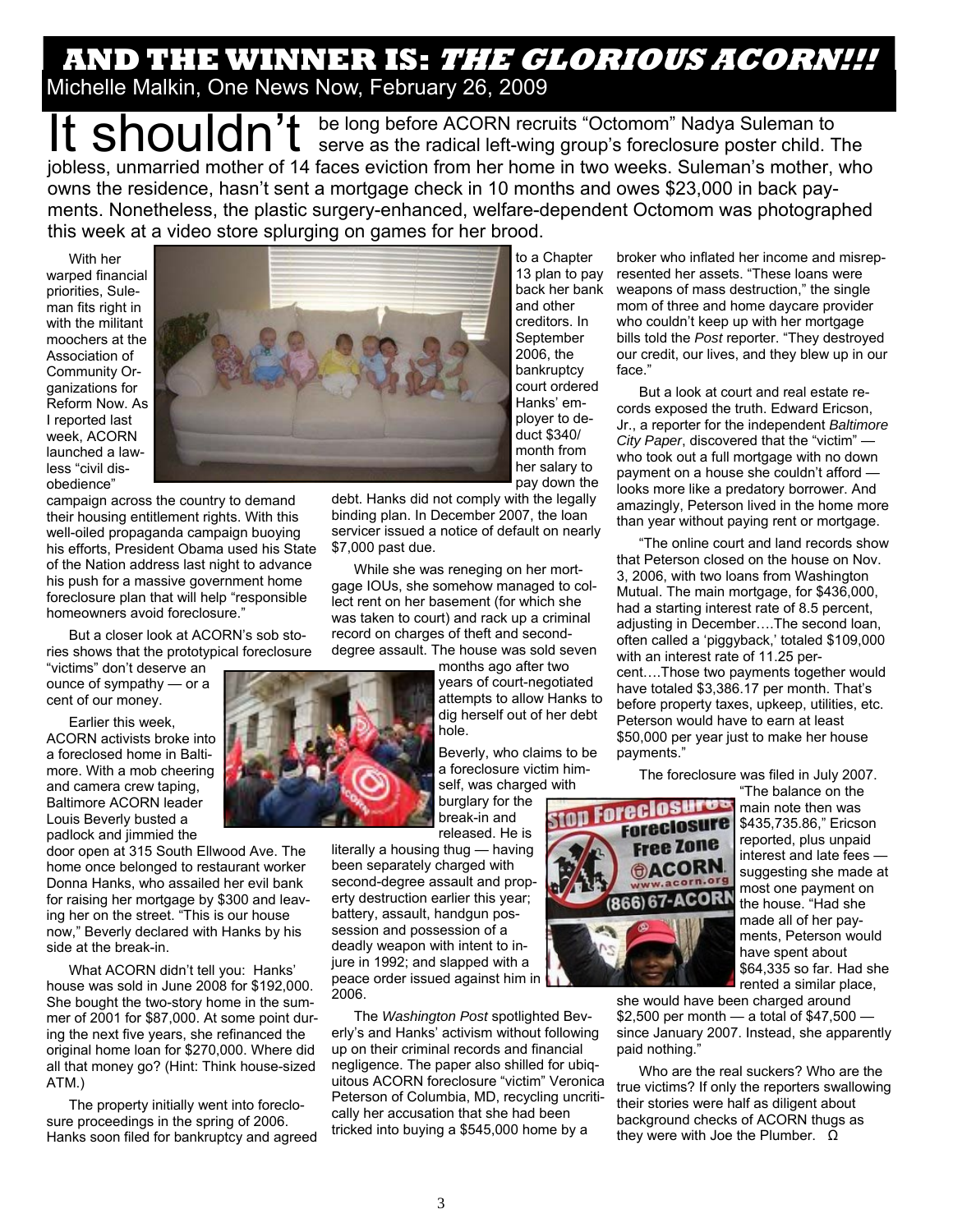# AND THE WINNER IS: *THE GLORIOUS ACORN!!!*

Michelle Malkin, One News Now, February 26, 2009

It shouldn't be long before ACORN recruits "Octomom" Nadya Suleman to serve as the radical left-wing group's foreclosure poster child. The jobless, unmarried mother of 14 faces eviction from her home in two weeks. Suleman's mother, who owns the residence, hasn't sent a mortgage check in 10 months and owes $23,000 in back payments. Nonetheless, the plastic surgery-enhanced, welfare-dependent Octomom was photographed this week at a video store splurging on games for her brood.

With her warped financial priorities, Suleman fits right in with the militant moochers at the Association of Community Organizations for Reform Now. As I reported last week, ACORN launched a lawless "civil disobedience" campaign across the country to demand their housing entitlement rights. With this well-oiled propaganda campaign buoying his efforts, President Obama used his State of the Nation address last night to advance his push for a massive government home foreclosure plan that will help "responsible homeowners avoid foreclosure."

But a closer look at ACORN's sob stories shows that the prototypical foreclosure "victims" don't deserve an ounce of sympathy — or a cent of our money.

Earlier this week, ACORN activists broke into a foreclosed home in Baltimore. With a mob cheering and camera crew taping, Baltimore ACORN leader Louis Beverly busted a padlock and jimmied the door open at 315 South Ellwood Ave. The home once belonged to restaurant worker Donna Hanks, who assailed her evil bank for raising her mortgage by $300 and leaving her on the street. "This is our house now," Beverly declared with Hanks by his side at the break-in.

What ACORN didn't tell you: Hanks' house was sold in June 2008 for $192,000. She bought the two-story home in the summer of 2001 for $87,000. At some point during the next five years, she refinanced the original home loan for $270,000. Where did all that money go? (Hint: Think house-sized ATM.)

The property initially went into foreclosure proceedings in the spring of 2006. Hanks soon filed for bankruptcy and agreed to a Chapter 13 plan to pay back her bank and other creditors. In September 2006, the bankruptcy court ordered Hanks' employer to deduct $340/month from her salary to pay down the debt. Hanks did not comply with the legally binding plan. In December 2007, the loan servicer issued a notice of default on nearly $7,000 past due.

While she was reneging on her mortgage IOUs, she somehow managed to collect rent on her basement (for which she was taken to court) and rack up a criminal record on charges of theft and second-degree assault. The house was sold seven months ago after two years of court-negotiated attempts to allow Hanks to dig herself out of her debt hole.

Beverly, who claims to be a foreclosure victim himself, was charged with burglary for the break-in and released. He is literally a housing thug — having been separately charged with second-degree assault and property destruction earlier this year; battery, assault, handgun possession and possession of a deadly weapon with intent to injure in 1992; and slapped with a peace order issued against him in 2006.

The *Washington Post* spotlighted Beverly's and Hanks' activism without following up on their criminal records and financial negligence. The paper also shilled for ubiquitous ACORN foreclosure "victim" Veronica Peterson of Columbia, MD, recycling uncritically her accusation that she had been tricked into buying a $545,000 home by a broker who inflated her income and misrepresented her assets. "These loans were weapons of mass destruction," the single mom of three and home daycare provider who couldn't keep up with her mortgage bills told the *Post* reporter. "They destroyed our credit, our lives, and they blew up in our face."

But a look at court and real estate records exposed the truth. Edward Ericson, Jr., a reporter for the independent *Baltimore City Paper*, discovered that the "victim" — who took out a full mortgage with no down payment on a house she couldn't afford — looks more like a predatory borrower. And amazingly, Peterson lived in the home more than year without paying rent or mortgage.

"The online court and land records show that Peterson closed on the house on Nov. 3, 2006, with two loans from Washington Mutual. The main mortgage, for $436,000, had a starting interest rate of 8.5 percent, adjusting in December….The second loan, often called a 'piggyback,' totaled $109,000 with an interest rate of 11.25 percent….Those two payments together would have totaled $3,386.17 per month. That's before property taxes, upkeep, utilities, etc. Peterson would have to earn at least $50,000 per year just to make her house payments."

The foreclosure was filed in July 2007. "The balance on the main note then was $435,735.86," Ericson reported, plus unpaid interest and late fees — suggesting she made at most one payment on the house. "Had she made all of her payments, Peterson would have spent about $64,335 so far. Had she rented a similar place, she would have been charged around $2,500 per month — a total of $47,500 — since January 2007. Instead, she apparently paid nothing."

Who are the real suckers? Who are the true victims? If only the reporters swallowing their stories were half as diligent about background checks of ACORN thugs as they were with Joe the Plumber. Ω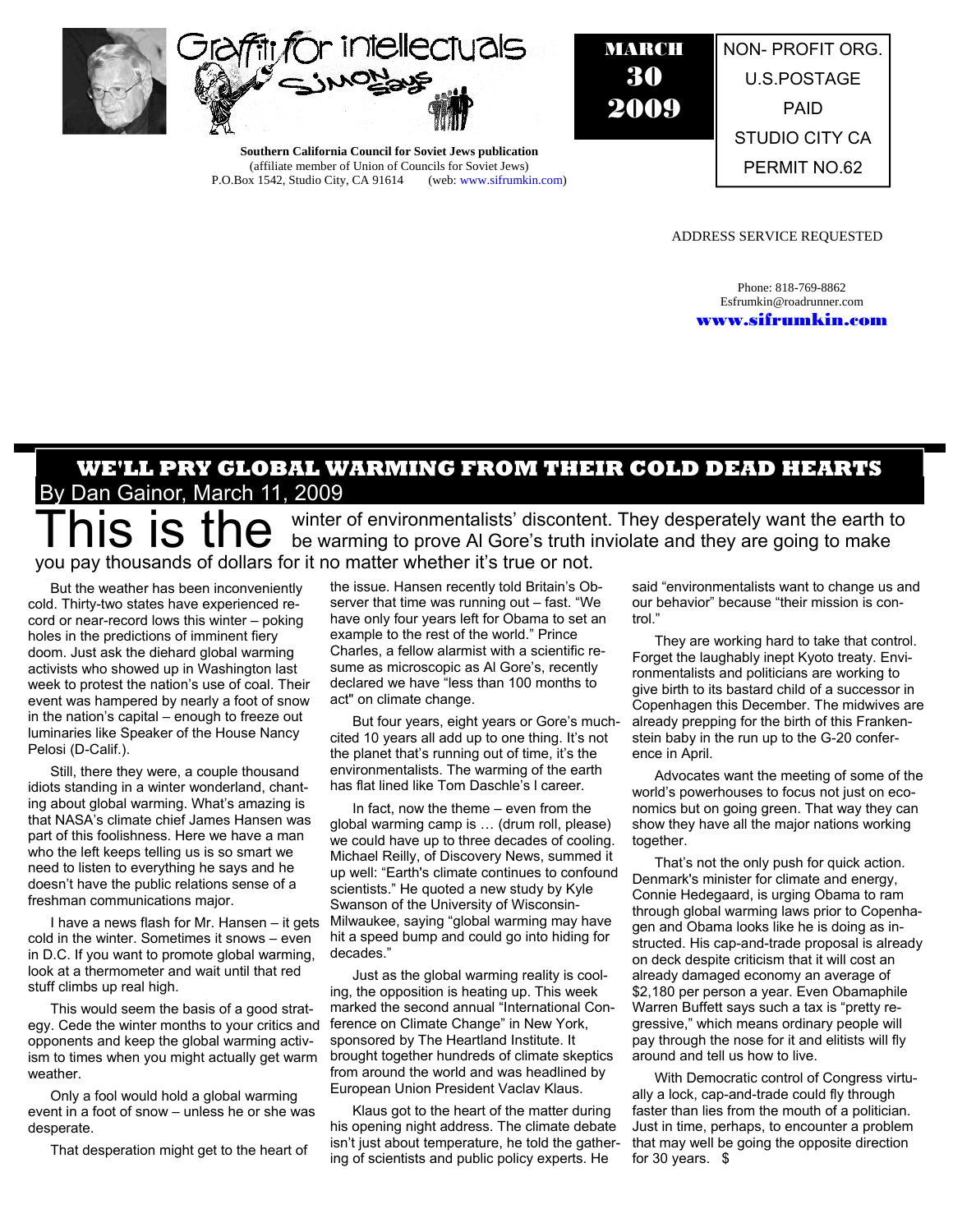Graffiti for intellectuals

SIMON says

**Southern California Council for Soviet Jews publication**
(affiliate member of Union of Councils for Soviet Jews)
P.O.Box 1542, Studio City, CA 91614 (web: www.sifrumkin.com)

**MARCH 30 2009**

NON- PROFIT ORG.
U.S.POSTAGE
PAID
STUDIO CITY CA
PERMIT NO.62

ADDRESS SERVICE REQUESTED

Phone: 818-769-8862
Esfrumkin@roadrunner.com
**www.sifrumkin.com**

# WE'LL PRY GLOBAL WARMING FROM THEIR COLD DEAD HEARTS

By Dan Gainor, March 11, 2009

This is the winter of environmentalists' discontent. They desperately want the earth to be warming to prove Al Gore's truth inviolate and they are going to make you pay thousands of dollars for it no matter whether it's true or not.

But the weather has been inconveniently cold. Thirty-two states have experienced record or near-record lows this winter – poking holes in the predictions of imminent fiery doom. Just ask the diehard global warming activists who showed up in Washington last week to protest the nation's use of coal. Their event was hampered by nearly a foot of snow in the nation's capital – enough to freeze out luminaries like Speaker of the House Nancy Pelosi (D-Calif.).

Still, there they were, a couple thousand idiots standing in a winter wonderland, chanting about global warming. What's amazing is that NASA's climate chief James Hansen was part of this foolishness. Here we have a man who the left keeps telling us is so smart we need to listen to everything he says and he doesn't have the public relations sense of a freshman communications major.

I have a news flash for Mr. Hansen – it gets cold in the winter. Sometimes it snows – even in D.C. If you want to promote global warming, look at a thermometer and wait until that red stuff climbs up real high.

This would seem the basis of a good strategy. Cede the winter months to your critics and opponents and keep the global warming activism to times when you might actually get warm weather.

Only a fool would hold a global warming event in a foot of snow – unless he or she was desperate.

That desperation might get to the heart of the issue. Hansen recently told Britain's Observer that time was running out – fast. "We have only four years left for Obama to set an example to the rest of the world." Prince Charles, a fellow alarmist with a scientific resume as microscopic as Al Gore's, recently declared we have "less than 100 months to act" on climate change.

But four years, eight years or Gore's much-cited 10 years all add up to one thing. It's not the planet that's running out of time, it's the environmentalists. The warming of the earth has flat lined like Tom Daschle's l career.

In fact, now the theme – even from the global warming camp is … (drum roll, please) we could have up to three decades of cooling. Michael Reilly, of Discovery News, summed it up well: "Earth's climate continues to confound scientists." He quoted a new study by Kyle Swanson of the University of Wisconsin-Milwaukee, saying "global warming may have hit a speed bump and could go into hiding for decades."

Just as the global warming reality is cooling, the opposition is heating up. This week marked the second annual "International Conference on Climate Change" in New York, sponsored by The Heartland Institute. It brought together hundreds of climate skeptics from around the world and was headlined by European Union President Vaclav Klaus.

Klaus got to the heart of the matter during his opening night address. The climate debate isn't just about temperature, he told the gathering of scientists and public policy experts. He said "environmentalists want to change us and our behavior" because "their mission is control."

They are working hard to take that control. Forget the laughably inept Kyoto treaty. Environmentalists and politicians are working to give birth to its bastard child of a successor in Copenhagen this December. The midwives are already prepping for the birth of this Frankenstein baby in the run up to the G-20 conference in April.

Advocates want the meeting of some of the world's powerhouses to focus not just on economics but on going green. That way they can show they have all the major nations working together.

That's not the only push for quick action. Denmark's minister for climate and energy, Connie Hedegaard, is urging Obama to ram through global warming laws prior to Copenhagen and Obama looks like he is doing as instructed. His cap-and-trade proposal is already on deck despite criticism that it will cost an already damaged economy an average of $2,180 per person a year. Even Obamaphile Warren Buffett says such a tax is "pretty regressive," which means ordinary people will pay through the nose for it and elitists will fly around and tell us how to live.

With Democratic control of Congress virtually a lock, cap-and-trade could fly through faster than lies from the mouth of a politician. Just in time, perhaps, to encounter a problem that may well be going the opposite direction for 30 years. $